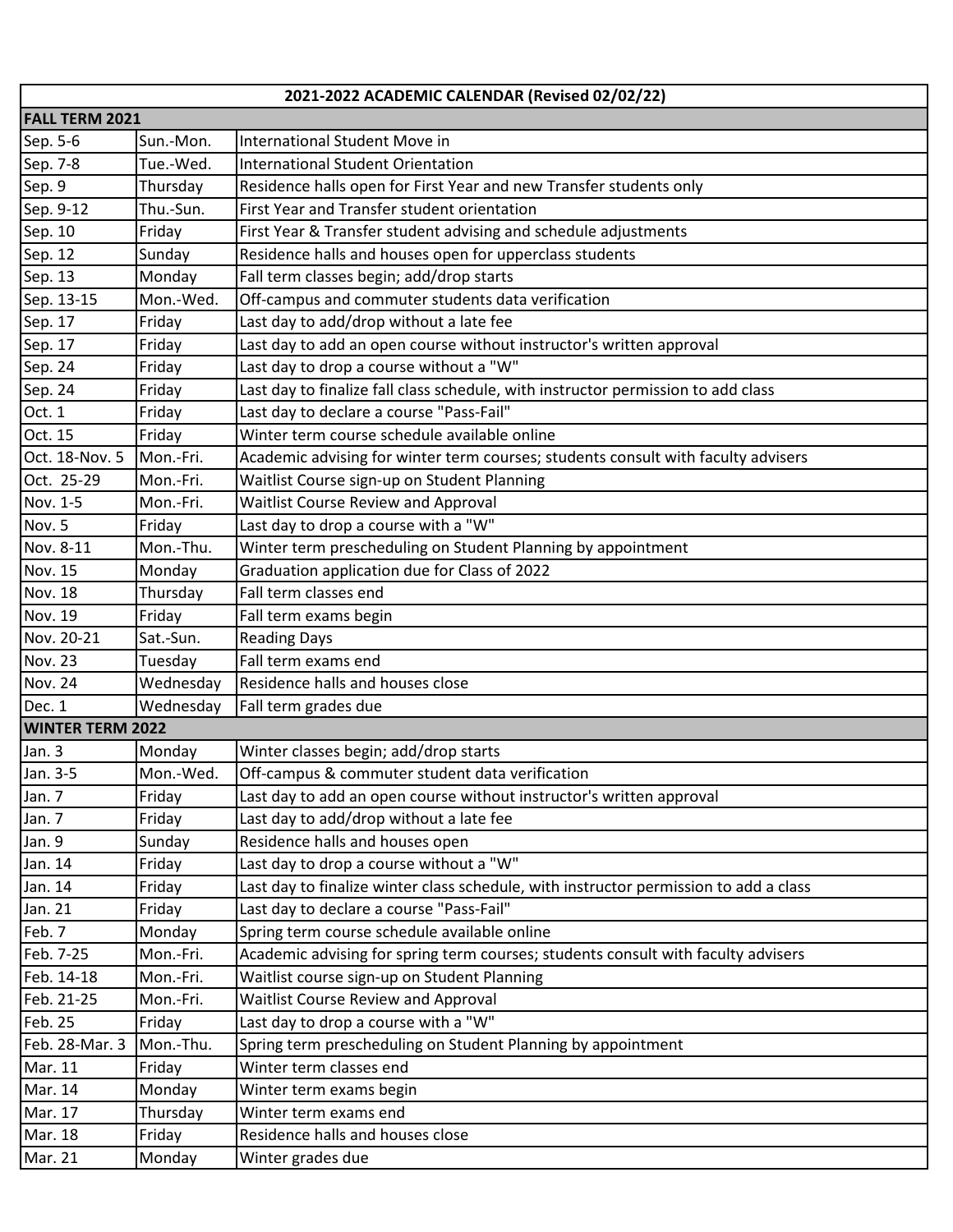| 2021-2022 ACADEMIC CALENDAR (Revised 02/02/22) | | |
|---|---|---|
| **FALL TERM 2021** | | |
| Sep. 5-6 | Sun.-Mon. | International Student Move in |
| Sep. 7-8 | Tue.-Wed. | International Student Orientation |
| Sep. 9 | Thursday | Residence halls open for First Year and new Transfer students only |
| Sep. 9-12 | Thu.-Sun. | First Year and Transfer student orientation |
| Sep. 10 | Friday | First Year & Transfer student advising and schedule adjustments |
| Sep. 12 | Sunday | Residence halls and houses open for upperclass students |
| Sep. 13 | Monday | Fall term classes begin; add/drop starts |
| Sep. 13-15 | Mon.-Wed. | Off-campus and commuter students data verification |
| Sep. 17 | Friday | Last day to add/drop without a late fee |
| Sep. 17 | Friday | Last day to add an open course without instructor's written approval |
| Sep. 24 | Friday | Last day to drop a course without a "W" |
| Sep. 24 | Friday | Last day to finalize fall class schedule, with instructor permission to add class |
| Oct. 1 | Friday | Last day to declare a course "Pass-Fail" |
| Oct. 15 | Friday | Winter term course schedule available online |
| Oct. 18-Nov. 5 | Mon.-Fri. | Academic advising for winter term courses; students consult with faculty advisers |
| Oct. 25-29 | Mon.-Fri. | Waitlist Course sign-up on Student Planning |
| Nov. 1-5 | Mon.-Fri. | Waitlist Course Review and Approval |
| Nov. 5 | Friday | Last day to drop a course with a "W" |
| Nov. 8-11 | Mon.-Thu. | Winter term prescheduling on Student Planning by appointment |
| Nov. 15 | Monday | Graduation application due for Class of 2022 |
| Nov. 18 | Thursday | Fall term classes end |
| Nov. 19 | Friday | Fall term exams begin |
| Nov. 20-21 | Sat.-Sun. | Reading Days |
| Nov. 23 | Tuesday | Fall term exams end |
| Nov. 24 | Wednesday | Residence halls and houses close |
| Dec. 1 | Wednesday | Fall term grades due |
| **WINTER TERM 2022** | | |
| Jan. 3 | Monday | Winter classes begin; add/drop starts |
| Jan. 3-5 | Mon.-Wed. | Off-campus & commuter student data verification |
| Jan. 7 | Friday | Last day to add an open course without instructor's written approval |
| Jan. 7 | Friday | Last day to add/drop without a late fee |
| Jan. 9 | Sunday | Residence halls and houses open |
| Jan. 14 | Friday | Last day to drop a course without a "W" |
| Jan. 14 | Friday | Last day to finalize winter class schedule, with instructor permission to add a class |
| Jan. 21 | Friday | Last day to declare a course "Pass-Fail" |
| Feb. 7 | Monday | Spring term course schedule available online |
| Feb. 7-25 | Mon.-Fri. | Academic advising for spring term courses; students consult with faculty advisers |
| Feb. 14-18 | Mon.-Fri. | Waitlist course sign-up on Student Planning |
| Feb. 21-25 | Mon.-Fri. | Waitlist Course Review and Approval |
| Feb. 25 | Friday | Last day to drop a course with a "W" |
| Feb. 28-Mar. 3 | Mon.-Thu. | Spring term prescheduling on Student Planning by appointment |
| Mar. 11 | Friday | Winter term classes end |
| Mar. 14 | Monday | Winter term exams begin |
| Mar. 17 | Thursday | Winter term exams end |
| Mar. 18 | Friday | Residence halls and houses close |
| Mar. 21 | Monday | Winter grades due |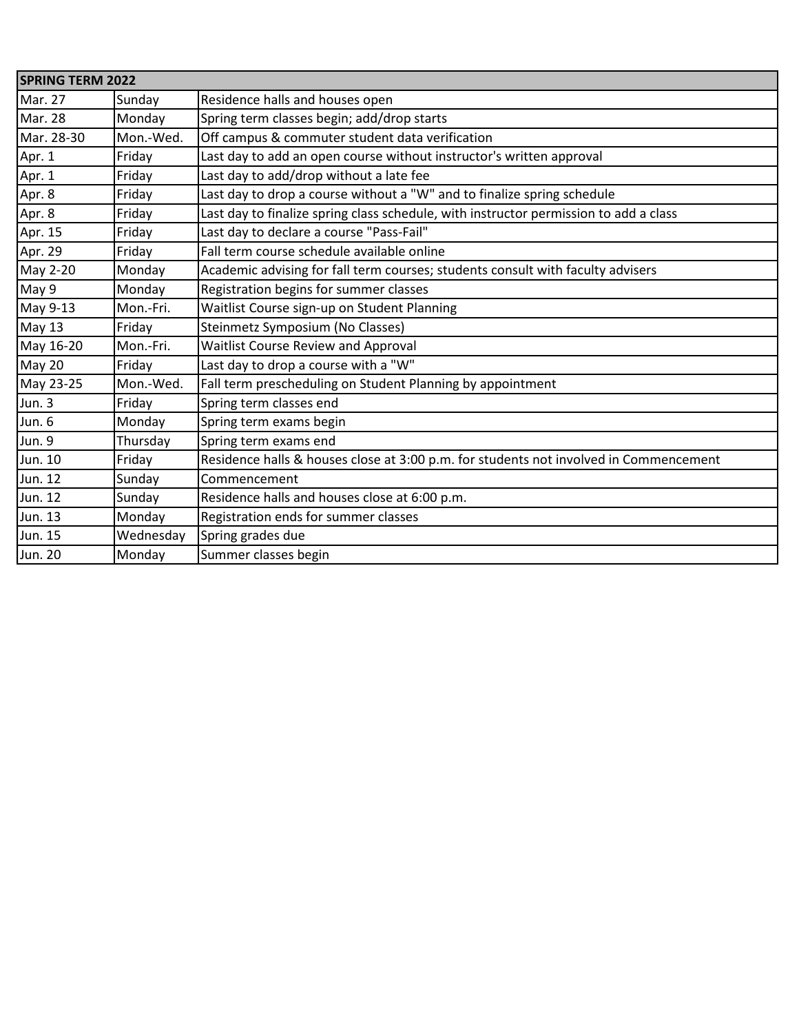| SPRING TERM 2022 | | |
|---|---|---|
| Mar. 27 | Sunday | Residence halls and houses open |
| Mar. 28 | Monday | Spring term classes begin; add/drop starts |
| Mar. 28-30 | Mon.-Wed. | Off campus & commuter student data verification |
| Apr. 1 | Friday | Last day to add an open course without instructor's written approval |
| Apr. 1 | Friday | Last day to add/drop without a late fee |
| Apr. 8 | Friday | Last day to drop a course without a "W" and to finalize spring schedule |
| Apr. 8 | Friday | Last day to finalize spring class schedule, with instructor permission to add a class |
| Apr. 15 | Friday | Last day to declare a course "Pass-Fail" |
| Apr. 29 | Friday | Fall term course schedule available online |
| May 2-20 | Monday | Academic advising for fall term courses; students consult with faculty advisers |
| May 9 | Monday | Registration begins for summer classes |
| May 9-13 | Mon.-Fri. | Waitlist Course sign-up on Student Planning |
| May 13 | Friday | Steinmetz Symposium (No Classes) |
| May 16-20 | Mon.-Fri. | Waitlist Course Review and Approval |
| May 20 | Friday | Last day to drop a course with a "W" |
| May 23-25 | Mon.-Wed. | Fall term prescheduling on Student Planning by appointment |
| Jun. 3 | Friday | Spring term classes end |
| Jun. 6 | Monday | Spring term exams begin |
| Jun. 9 | Thursday | Spring term exams end |
| Jun. 10 | Friday | Residence halls & houses close at 3:00 p.m. for students not involved in Commencement |
| Jun. 12 | Sunday | Commencement |
| Jun. 12 | Sunday | Residence halls and houses close at 6:00 p.m. |
| Jun. 13 | Monday | Registration ends for summer classes |
| Jun. 15 | Wednesday | Spring grades due |
| Jun. 20 | Monday | Summer classes begin |